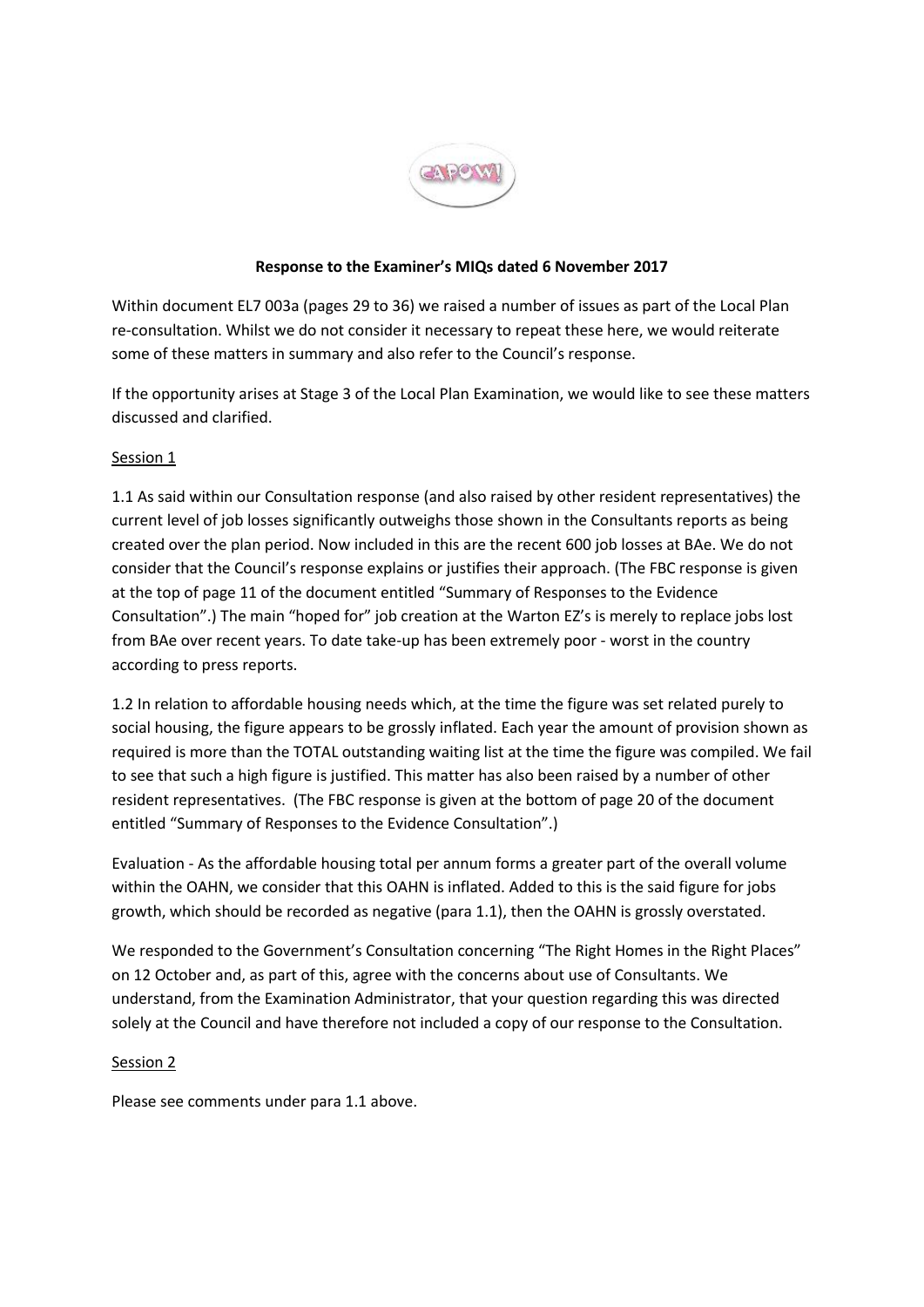**Response to the Examiner's MIQs dated 6 November 2017**

Within document EL7 003a (pages 29 to 36) we raised a number of issues as part of the Local Plan re-consultation. Whilst we do not consider it necessary to repeat these here, we would reiterate some of these matters in summary and also refer to the Council's response.

If the opportunity arises at Stage 3 of the Local Plan Examination, we would like to see these matters discussed and clarified.

Session 1

1.1 As said within our Consultation response (and also raised by other resident representatives) the current level of job losses significantly outweighs those shown in the Consultants reports as being created over the plan period. Now included in this are the recent 600 job losses at BAe. We do not consider that the Council's response explains or justifies their approach. (The FBC response is given at the top of page 11 of the document entitled "Summary of Responses to the Evidence Consultation".) The main "hoped for" job creation at the Warton EZ's is merely to replace jobs lost from BAe over recent years. To date take-up has been extremely poor - worst in the country according to press reports.

1.2 In relation to affordable housing needs which, at the time the figure was set related purely to social housing, the figure appears to be grossly inflated. Each year the amount of provision shown as required is more than the TOTAL outstanding waiting list at the time the figure was compiled. We fail to see that such a high figure is justified. This matter has also been raised by a number of other resident representatives. (The FBC response is given at the bottom of page 20 of the document entitled "Summary of Responses to the Evidence Consultation".)

Evaluation - As the affordable housing total per annum forms a greater part of the overall volume within the OAHN, we consider that this OAHN is inflated. Added to this is the said figure for jobs growth, which should be recorded as negative (para 1.1), then the OAHN is grossly overstated.

We responded to the Government's Consultation concerning "The Right Homes in the Right Places" on 12 October and, as part of this, agree with the concerns about use of Consultants. We understand, from the Examination Administrator, that your question regarding this was directed solely at the Council and have therefore not included a copy of our response to the Consultation.

Session 2

Please see comments under para 1.1 above.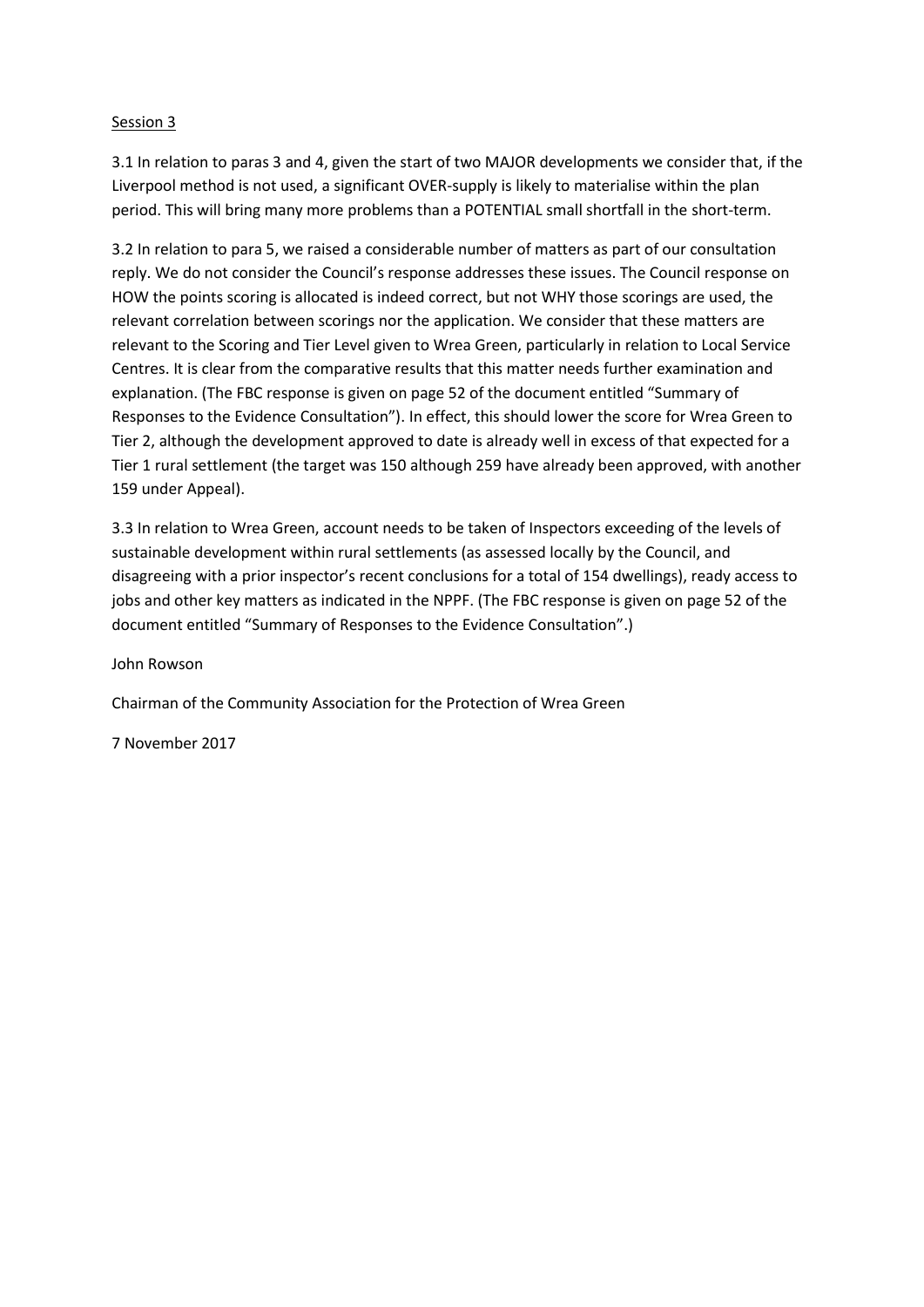Session 3

3.1 In relation to paras 3 and 4, given the start of two MAJOR developments we consider that, if the Liverpool method is not used, a significant OVER-supply is likely to materialise within the plan period. This will bring many more problems than a POTENTIAL small shortfall in the short-term.

3.2 In relation to para 5, we raised a considerable number of matters as part of our consultation reply. We do not consider the Council's response addresses these issues. The Council response on HOW the points scoring is allocated is indeed correct, but not WHY those scorings are used, the relevant correlation between scorings nor the application. We consider that these matters are relevant to the Scoring and Tier Level given to Wrea Green, particularly in relation to Local Service Centres. It is clear from the comparative results that this matter needs further examination and explanation. (The FBC response is given on page 52 of the document entitled "Summary of Responses to the Evidence Consultation"). In effect, this should lower the score for Wrea Green to Tier 2, although the development approved to date is already well in excess of that expected for a Tier 1 rural settlement (the target was 150 although 259 have already been approved, with another 159 under Appeal).

3.3 In relation to Wrea Green, account needs to be taken of Inspectors exceeding of the levels of sustainable development within rural settlements (as assessed locally by the Council, and disagreeing with a prior inspector's recent conclusions for a total of 154 dwellings), ready access to jobs and other key matters as indicated in the NPPF. (The FBC response is given on page 52 of the document entitled "Summary of Responses to the Evidence Consultation".)

John Rowson

Chairman of the Community Association for the Protection of Wrea Green

7 November 2017